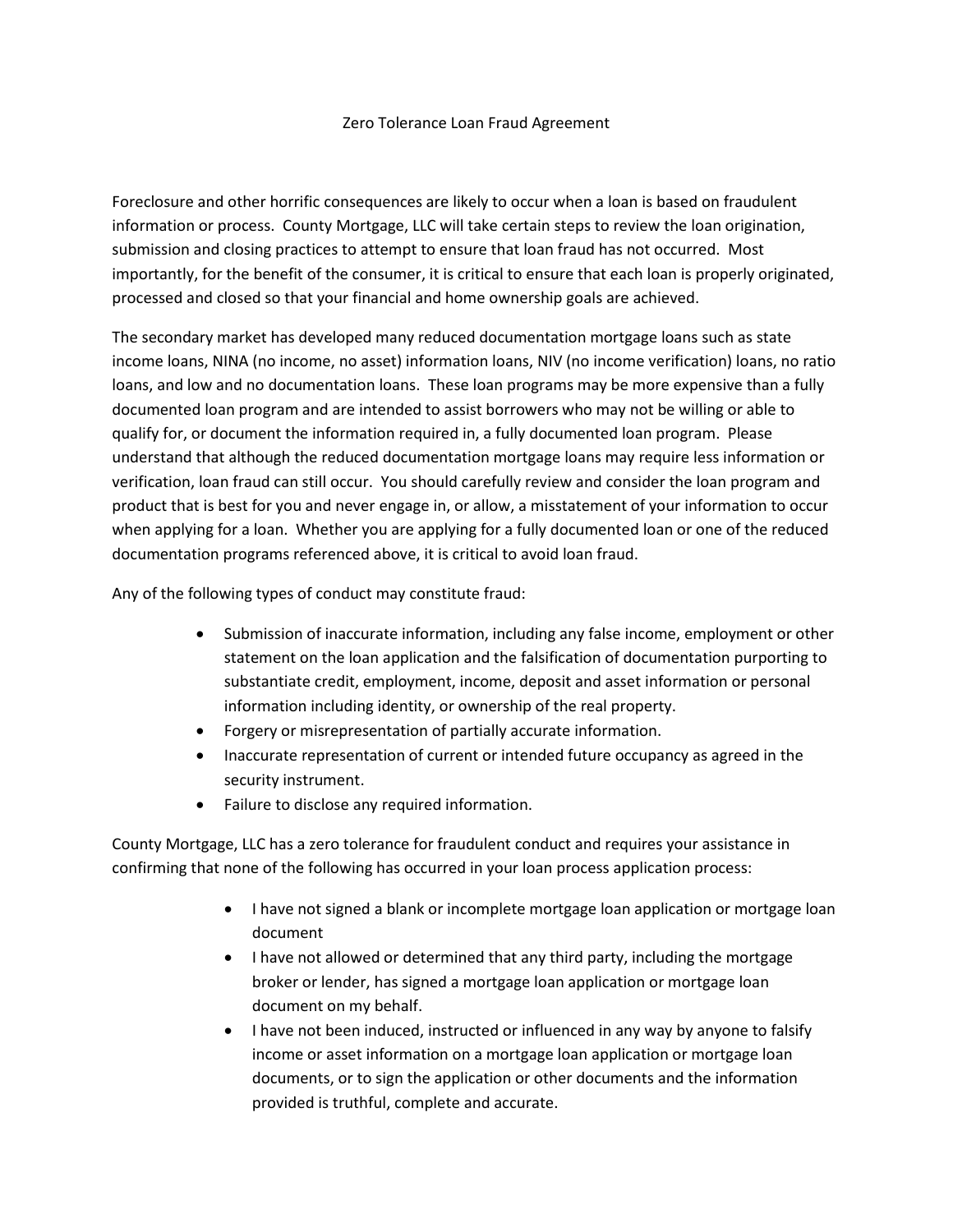# Zero Tolerance Loan Fraud Agreement

Foreclosure and other horrific consequences are likely to occur when a loan is based on fraudulent information or process. County Mortgage, LLC will take certain steps to review the loan origination, submission and closing practices to attempt to ensure that loan fraud has not occurred. Most importantly, for the benefit of the consumer, it is critical to ensure that each loan is properly originated, processed and closed so that your financial and home ownership goals are achieved.

The secondary market has developed many reduced documentation mortgage loans such as state income loans, NINA (no income, no asset) information loans, NIV (no income verification) loans, no ratio loans, and low and no documentation loans. These loan programs may be more expensive than a fully documented loan program and are intended to assist borrowers who may not be willing or able to qualify for, or document the information required in, a fully documented loan program. Please understand that although the reduced documentation mortgage loans may require less information or verification, loan fraud can still occur. You should carefully review and consider the loan program and product that is best for you and never engage in, or allow, a misstatement of your information to occur when applying for a loan. Whether you are applying for a fully documented loan or one of the reduced documentation programs referenced above, it is critical to avoid loan fraud.

Any of the following types of conduct may constitute fraud:

- Submission of inaccurate information, including any false income, employment or other statement on the loan application and the falsification of documentation purporting to substantiate credit, employment, income, deposit and asset information or personal information including identity, or ownership of the real property.
- Forgery or misrepresentation of partially accurate information.
- Inaccurate representation of current or intended future occupancy as agreed in the security instrument.
- Failure to disclose any required information.

County Mortgage, LLC has a zero tolerance for fraudulent conduct and requires your assistance in confirming that none of the following has occurred in your loan process application process:

- I have not signed a blank or incomplete mortgage loan application or mortgage loan document
- I have not allowed or determined that any third party, including the mortgage broker or lender, has signed a mortgage loan application or mortgage loan document on my behalf.
- I have not been induced, instructed or influenced in any way by anyone to falsify income or asset information on a mortgage loan application or mortgage loan documents, or to sign the application or other documents and the information provided is truthful, complete and accurate.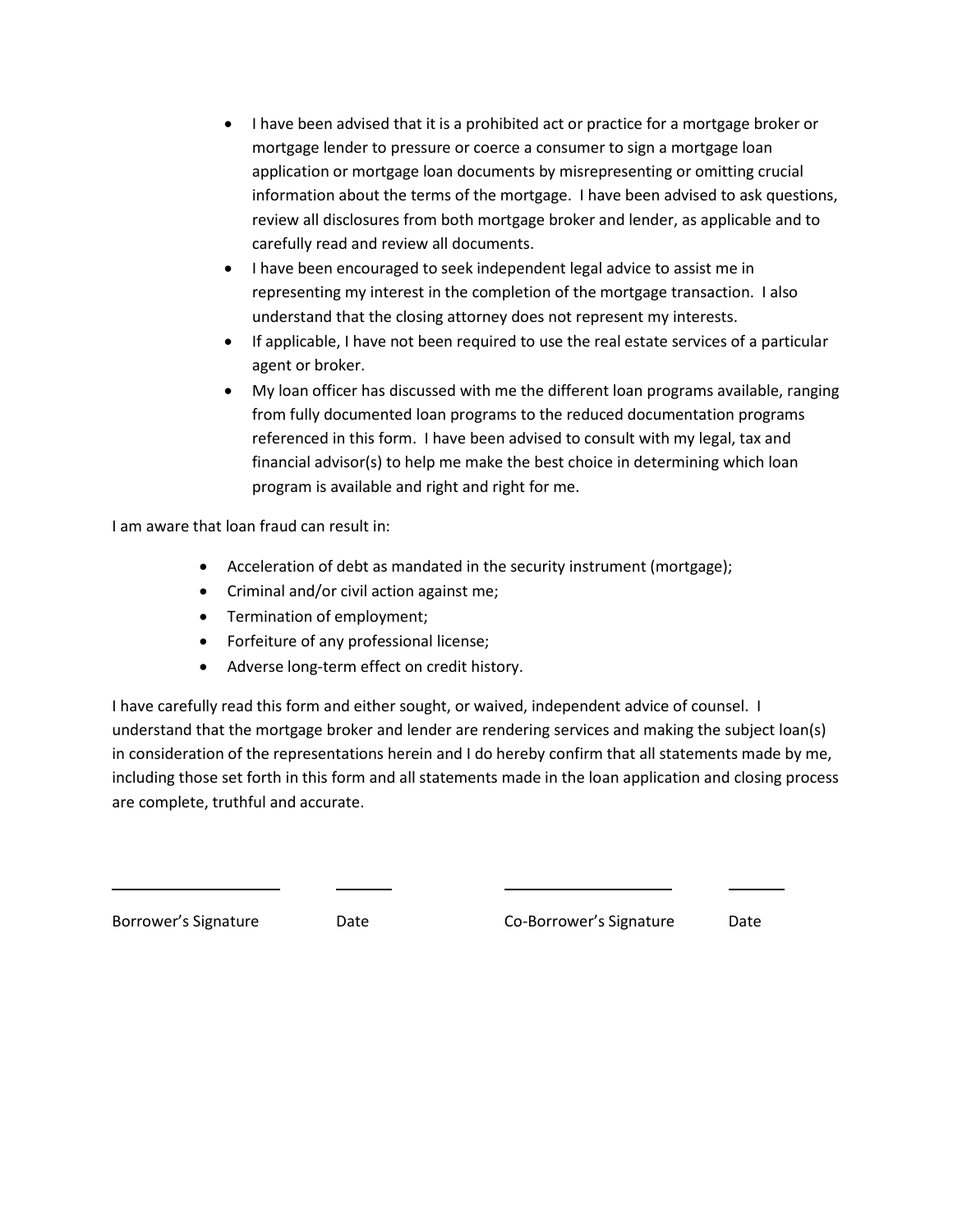- I have been advised that it is a prohibited act or practice for a mortgage broker or mortgage lender to pressure or coerce a consumer to sign a mortgage loan application or mortgage loan documents by misrepresenting or omitting crucial information about the terms of the mortgage. I have been advised to ask questions, review all disclosures from both mortgage broker and lender, as applicable and to carefully read and review all documents.
- I have been encouraged to seek independent legal advice to assist me in representing my interest in the completion of the mortgage transaction. I also understand that the closing attorney does not represent my interests.
- If applicable, I have not been required to use the real estate services of a particular agent or broker.
- My loan officer has discussed with me the different loan programs available, ranging from fully documented loan programs to the reduced documentation programs referenced in this form. I have been advised to consult with my legal, tax and financial advisor(s) to help me make the best choice in determining which loan program is available and right and right for me.

I am aware that loan fraud can result in:

- Acceleration of debt as mandated in the security instrument (mortgage);
- Criminal and/or civil action against me;
- Termination of employment;
- Forfeiture of any professional license;
- Adverse long-term effect on credit history.

I have carefully read this form and either sought, or waived, independent advice of counsel. I understand that the mortgage broker and lender are rendering services and making the subject loan(s) in consideration of the representations herein and I do hereby confirm that all statements made by me, including those set forth in this form and all statements made in the loan application and closing process are complete, truthful and accurate.

| | | | |
|---|---|---|---|
| ____________________ | ______ | ____________________ | ______ |
| Borrower's Signature | Date | Co-Borrower's Signature | Date |